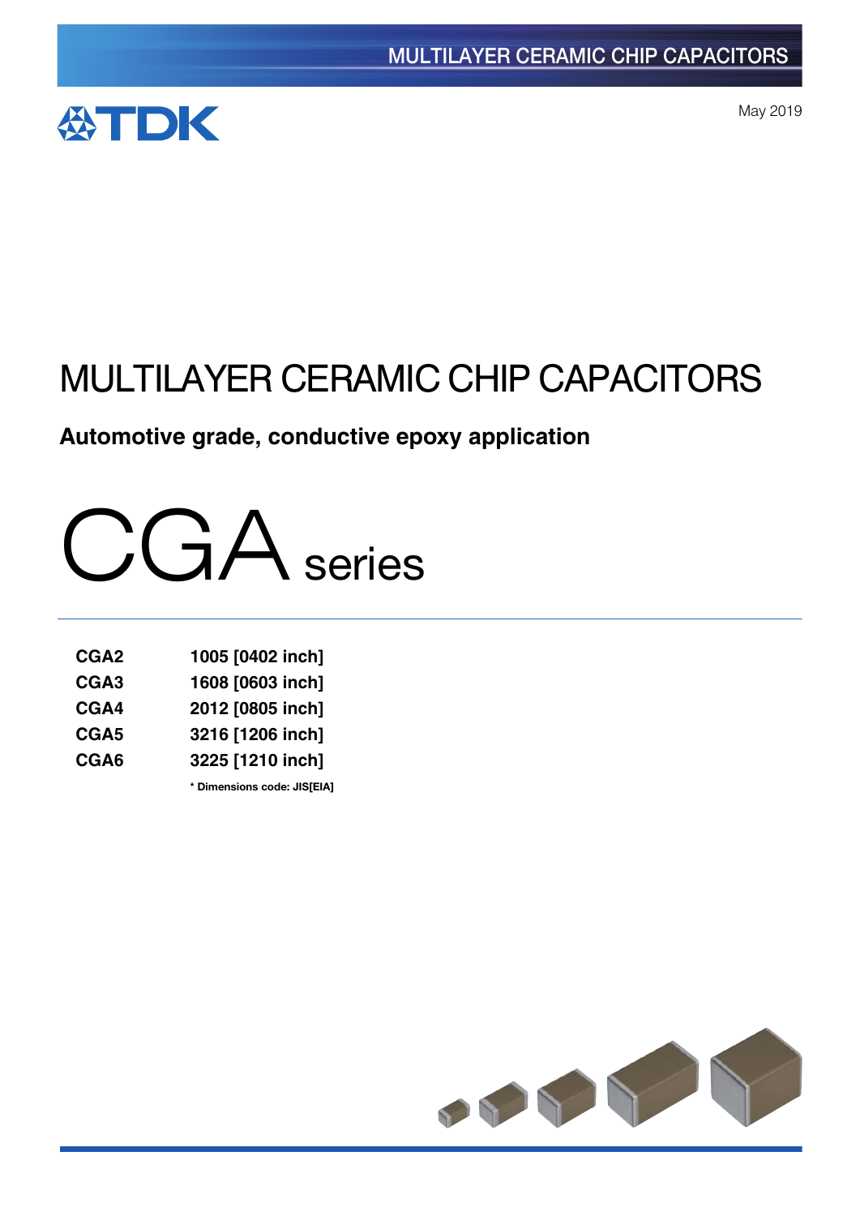May 2019

# MULTILAYER CERAMIC CHIP CAPACITORS

**Automotive grade, conductive epoxy application**

# CGA series

| | |
|---|---|
| **CGA2** | **1005 [0402 inch]** |
| **CGA3** | **1608 [0603 inch]** |
| **CGA4** | **2012 [0805 inch]** |
| **CGA5** | **3216 [1206 inch]** |
| **CGA6** | **3225 [1210 inch]** |

**\* Dimensions code: JIS[EIA]**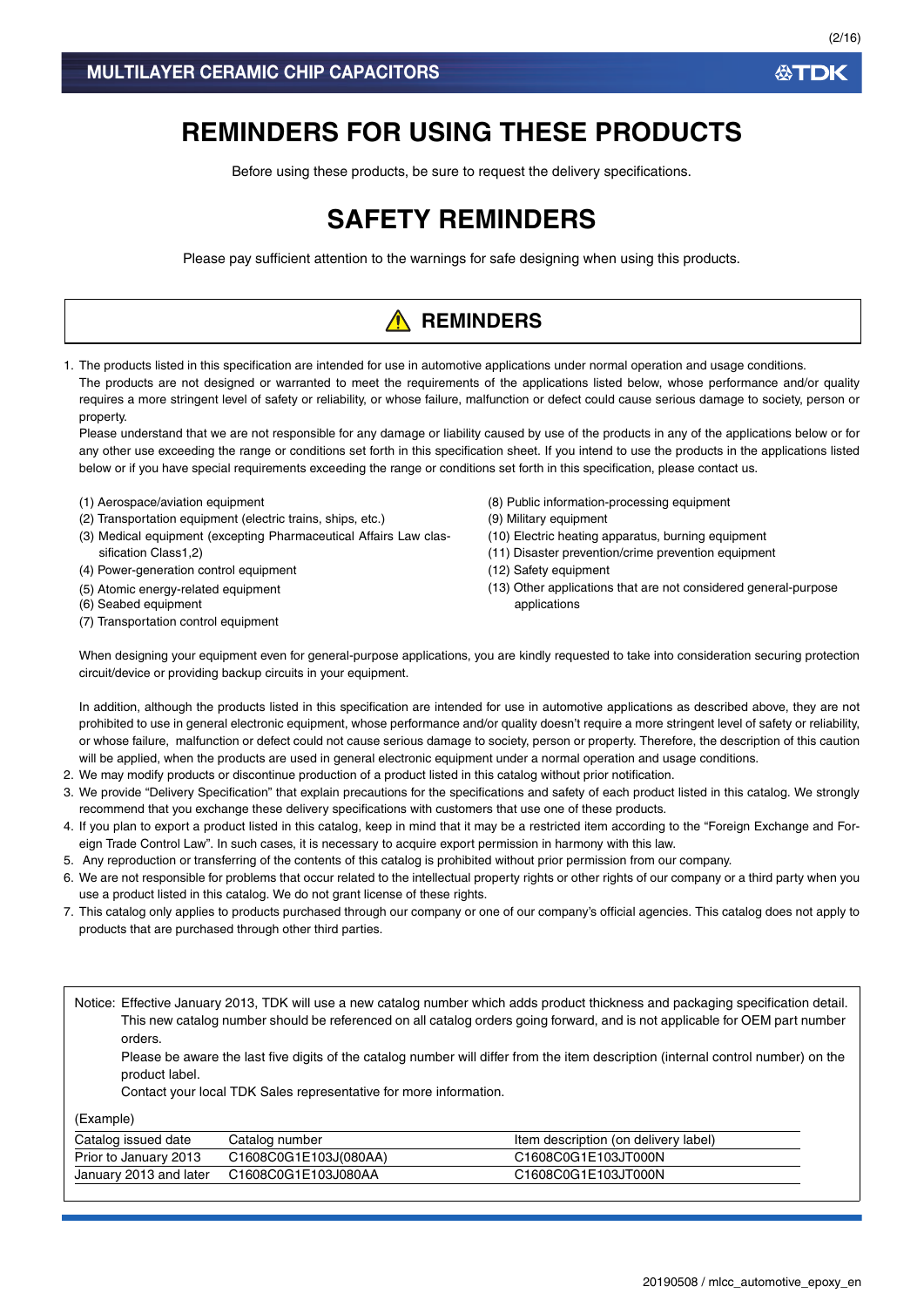# REMINDERS FOR USING THESE PRODUCTS

Before using these products, be sure to request the delivery specifications.

# SAFETY REMINDERS

Please pay sufficient attention to the warnings for safe designing when using this products.

## ⚠ REMINDERS

1. The products listed in this specification are intended for use in automotive applications under normal operation and usage conditions.
   The products are not designed or warranted to meet the requirements of the applications listed below, whose performance and/or quality requires a more stringent level of safety or reliability, or whose failure, malfunction or defect could cause serious damage to society, person or property.
   Please understand that we are not responsible for any damage or liability caused by use of the products in any of the applications below or for any other use exceeding the range or conditions set forth in this specification sheet. If you intend to use the products in the applications listed below or if you have special requirements exceeding the range or conditions set forth in this specification, please contact us.

   (1) Aerospace/aviation equipment
   (2) Transportation equipment (electric trains, ships, etc.)
   (3) Medical equipment (excepting Pharmaceutical Affairs Law classification Class1,2)
   (4) Power-generation control equipment
   (5) Atomic energy-related equipment
   (6) Seabed equipment
   (7) Transportation control equipment
   (8) Public information-processing equipment
   (9) Military equipment
   (10) Electric heating apparatus, burning equipment
   (11) Disaster prevention/crime prevention equipment
   (12) Safety equipment
   (13) Other applications that are not considered general-purpose applications

   When designing your equipment even for general-purpose applications, you are kindly requested to take into consideration securing protection circuit/device or providing backup circuits in your equipment.

   In addition, although the products listed in this specification are intended for use in automotive applications as described above, they are not prohibited to use in general electronic equipment, whose performance and/or quality doesn't require a more stringent level of safety or reliability, or whose failure, malfunction or defect could not cause serious damage to society, person or property. Therefore, the description of this caution will be applied, when the products are used in general electronic equipment under a normal operation and usage conditions.
2. We may modify products or discontinue production of a product listed in this catalog without prior notification.
3. We provide "Delivery Specification" that explain precautions for the specifications and safety of each product listed in this catalog. We strongly recommend that you exchange these delivery specifications with customers that use one of these products.
4. If you plan to export a product listed in this catalog, keep in mind that it may be a restricted item according to the "Foreign Exchange and Foreign Trade Control Law". In such cases, it is necessary to acquire export permission in harmony with this law.
5. Any reproduction or transferring of the contents of this catalog is prohibited without prior permission from our company.
6. We are not responsible for problems that occur related to the intellectual property rights or other rights of our company or a third party when you use a product listed in this catalog. We do not grant license of these rights.
7. This catalog only applies to products purchased through our company or one of our company's official agencies. This catalog does not apply to products that are purchased through other third parties.

Notice: Effective January 2013, TDK will use a new catalog number which adds product thickness and packaging specification detail. This new catalog number should be referenced on all catalog orders going forward, and is not applicable for OEM part number orders.
Please be aware the last five digits of the catalog number will differ from the item description (internal control number) on the product label.
Contact your local TDK Sales representative for more information.

(Example)

| Catalog issued date | Catalog number | Item description (on delivery label) |
|---|---|---|
| Prior to January 2013 | C1608C0G1E103J(080AA) | C1608C0G1E103JT000N |
| January 2013 and later | C1608C0G1E103J080AA | C1608C0G1E103JT000N |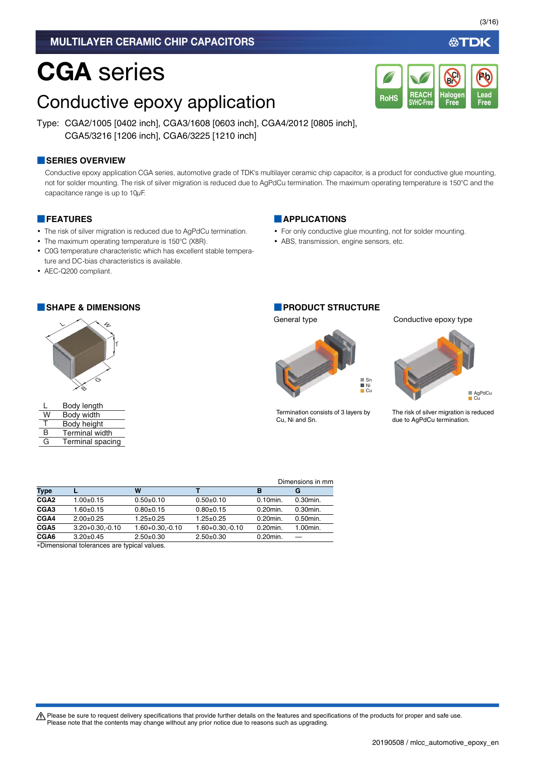# CGA series

## Conductive epoxy application

Type: CGA2/1005 [0402 inch], CGA3/1608 [0603 inch], CGA4/2012 [0805 inch], CGA5/3216 [1206 inch], CGA6/3225 [1210 inch]

### SERIES OVERVIEW

Conductive epoxy application CGA series, automotive grade of TDK's multilayer ceramic chip capacitor, is a product for conductive glue mounting, not for solder mounting. The risk of silver migration is reduced due to AgPdCu termination. The maximum operating temperature is 150°C and the capacitance range is up to 10μF.

### FEATURES

- The risk of silver migration is reduced due to AgPdCu termination.
- The maximum operating temperature is 150°C (X8R).
- C0G temperature characteristic which has excellent stable temperature and DC-bias characteristics is available.
- AEC-Q200 compliant.

### APPLICATIONS

- For only conductive glue mounting, not for solder mounting.
- ABS, transmission, engine sensors, etc.

### SHAPE & DIMENSIONS

| | |
|---|---|
| L | Body length |
| W | Body width |
| T | Body height |
| B | Terminal width |
| G | Terminal spacing |

### PRODUCT STRUCTURE

General type

Sn
Ni
Cu

Termination consists of 3 layers by Cu, Ni and Sn.

Conductive epoxy type

AgPdCu
Cu

The risk of silver migration is reduced due to AgPdCu termination.

Dimensions in mm

| Type | L | W | T | B | G |
|---|---|---|---|---|---|
| CGA2 | 1.00±0.15 | 0.50±0.10 | 0.50±0.10 | 0.10min. | 0.30min. |
| CGA3 | 1.60±0.15 | 0.80±0.15 | 0.80±0.15 | 0.20min. | 0.30min. |
| CGA4 | 2.00±0.25 | 1.25±0.25 | 1.25±0.25 | 0.20min. | 0.50min. |
| CGA5 | 3.20+0.30,-0.10 | 1.60+0.30,-0.10 | 1.60+0.30,-0.10 | 0.20min. | 1.00min. |
| CGA6 | 3.20±0.45 | 2.50±0.30 | 2.50±0.30 | 0.20min. | — |

*Dimensional tolerances are typical values.

⚠ Please be sure to request delivery specifications that provide further details on the features and specifications of the products for proper and safe use.
Please note that the contents may change without any prior notice due to reasons such as upgrading.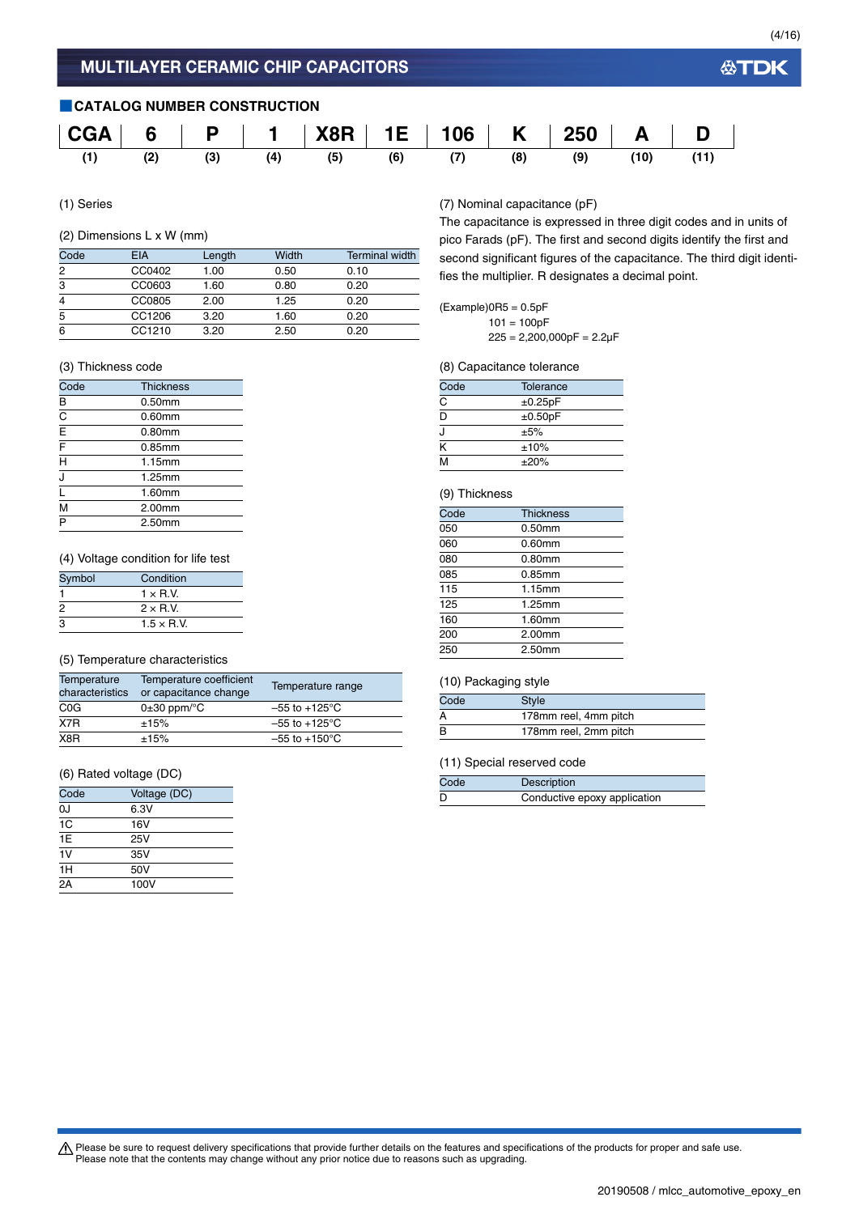## MULTILAYER CERAMIC CHIP CAPACITORS

### CATALOG NUMBER CONSTRUCTION

| CGA | 6 | P | 1 | X8R | 1E | 106 | K | 250 | A | D |
|---|---|---|---|---|---|---|---|---|---|---|
| (1) | (2) | (3) | (4) | (5) | (6) | (7) | (8) | (9) | (10) | (11) |

(1) Series

(2) Dimensions L x W (mm)

| Code | EIA | Length | Width | Terminal width |
|---|---|---|---|---|
| 2 | CC0402 | 1.00 | 0.50 | 0.10 |
| 3 | CC0603 | 1.60 | 0.80 | 0.20 |
| 4 | CC0805 | 2.00 | 1.25 | 0.20 |
| 5 | CC1206 | 3.20 | 1.60 | 0.20 |
| 6 | CC1210 | 3.20 | 2.50 | 0.20 |

(3) Thickness code

| Code | Thickness |
|---|---|
| B | 0.50mm |
| C | 0.60mm |
| E | 0.80mm |
| F | 0.85mm |
| H | 1.15mm |
| J | 1.25mm |
| L | 1.60mm |
| M | 2.00mm |
| P | 2.50mm |

(4) Voltage condition for life test

| Symbol | Condition |
|---|---|
| 1 | 1 × R.V. |
| 2 | 2 × R.V. |
| 3 | 1.5 × R.V. |

(5) Temperature characteristics

| Temperature characteristics | Temperature coefficient or capacitance change | Temperature range |
|---|---|---|
| C0G | 0±30 ppm/°C | –55 to +125°C |
| X7R | ±15% | –55 to +125°C |
| X8R | ±15% | –55 to +150°C |

(6) Rated voltage (DC)

| Code | Voltage (DC) |
|---|---|
| 0J | 6.3V |
| 1C | 16V |
| 1E | 25V |
| 1V | 35V |
| 1H | 50V |
| 2A | 100V |

(7) Nominal capacitance (pF)

The capacitance is expressed in three digit codes and in units of pico Farads (pF). The first and second digits identify the first and second significant figures of the capacitance. The third digit identifies the multiplier. R designates a decimal point.

(Example)0R5 = 0.5pF
101 = 100pF
225 = 2,200,000pF = 2.2μF

(8) Capacitance tolerance

| Code | Tolerance |
|---|---|
| C | ±0.25pF |
| D | ±0.50pF |
| J | ±5% |
| K | ±10% |
| M | ±20% |

(9) Thickness

| Code | Thickness |
|---|---|
| 050 | 0.50mm |
| 060 | 0.60mm |
| 080 | 0.80mm |
| 085 | 0.85mm |
| 115 | 1.15mm |
| 125 | 1.25mm |
| 160 | 1.60mm |
| 200 | 2.00mm |
| 250 | 2.50mm |

(10) Packaging style

| Code | Style |
|---|---|
| A | 178mm reel, 4mm pitch |
| B | 178mm reel, 2mm pitch |

(11) Special reserved code

| Code | Description |
|---|---|
| D | Conductive epoxy application |

⚠ Please be sure to request delivery specifications that provide further details on the features and specifications of the products for proper and safe use.
Please note that the contents may change without any prior notice due to reasons such as upgrading.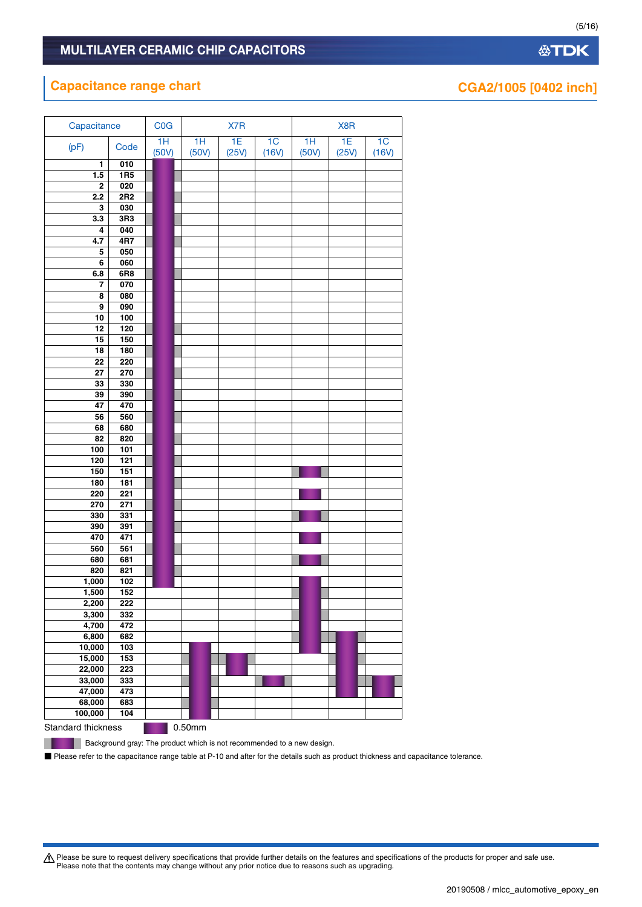## Capacitance range chart

**CGA2/1005 [0402 inch]**

Legend: ● = bar shown; ● (gray) = bar shown on gray background

| Capacitance (pF) | Code | C0G 1H (50V) | X7R 1H (50V) | X7R 1E (25V) | X7R 1C (16V) | X8R 1H (50V) | X8R 1E (25V) | X8R 1C (16V) |
|---|---|---|---|---|---|---|---|---|
| 1 | 010 | ● | | | | | | |
| 1.5 | 1R5 | ● (gray) | | | | | | |
| 2 | 020 | ● | | | | | | |
| 2.2 | 2R2 | ● (gray) | | | | | | |
| 3 | 030 | ● | | | | | | |
| 3.3 | 3R3 | ● (gray) | | | | | | |
| 4 | 040 | ● | | | | | | |
| 4.7 | 4R7 | ● (gray) | | | | | | |
| 5 | 050 | ● | | | | | | |
| 6 | 060 | ● | | | | | | |
| 6.8 | 6R8 | ● (gray) | | | | | | |
| 7 | 070 | ● | | | | | | |
| 8 | 080 | ● | | | | | | |
| 9 | 090 | ● | | | | | | |
| 10 | 100 | ● | | | | | | |
| 12 | 120 | ● (gray) | | | | | | |
| 15 | 150 | ● (gray) | | | | | | |
| 18 | 180 | ● (gray) | | | | | | |
| 22 | 220 | ● (gray) | | | | | | |
| 27 | 270 | ● (gray) | | | | | | |
| 33 | 330 | ● (gray) | | | | | | |
| 39 | 390 | ● (gray) | | | | | | |
| 47 | 470 | ● (gray) | | | | | | |
| 56 | 560 | ● (gray) | | | | | | |
| 68 | 680 | ● (gray) | | | | | | |
| 82 | 820 | ● (gray) | | | | | | |
| 100 | 101 | ● | | | | | | |
| 120 | 121 | ● (gray) | | | | | | |
| 150 | 151 | ● | | | | ● (gray) | | |
| 180 | 181 | ● (gray) | | | | | | |
| 220 | 221 | ● | | | | ● | | |
| 270 | 271 | ● (gray) | | | | | | |
| 330 | 331 | ● | | | | ● (gray) | | |
| 390 | 391 | ● (gray) | | | | | | |
| 470 | 471 | ● | | | | ● | | |
| 560 | 561 | ● (gray) | | | | | | |
| 680 | 681 | ● | | | | ● (gray) | | |
| 820 | 821 | ● | | | | | | |
| 1,000 | 102 | ● | | | | ● | | |
| 1,500 | 152 | | | | | ● (gray) | | |
| 2,200 | 222 | | | | | ● | | |
| 3,300 | 332 | | | | | ● (gray) | | |
| 4,700 | 472 | | | | | ● | | |
| 6,800 | 682 | | | | | ● (gray) | ● (gray) | |
| 10,000 | 103 | | ● | | | ● | ● | |
| 15,000 | 153 | | ● (gray) | ● (gray) | | | ● (gray) | |
| 22,000 | 223 | | ● | ● | | | ● | |
| 33,000 | 333 | | ● (gray) | | ● (gray) | | ● (gray) | ● (gray) |
| 47,000 | 473 | | ● | | | | ● | |
| 68,000 | 683 | | ● (gray) | | | | | |
| 100,000 | 104 | | ● | | | | | |

Standard thickness ■ 0.50mm

Background gray: The product which is not recommended to a new design.

■ Please refer to the capacitance range table at P-10 and after for the details such as product thickness and capacitance tolerance.

⚠ Please be sure to request delivery specifications that provide further details on the features and specifications of the products for proper and safe use.
Please note that the contents may change without any prior notice due to reasons such as upgrading.

20190508 / mlcc_automotive_epoxy_en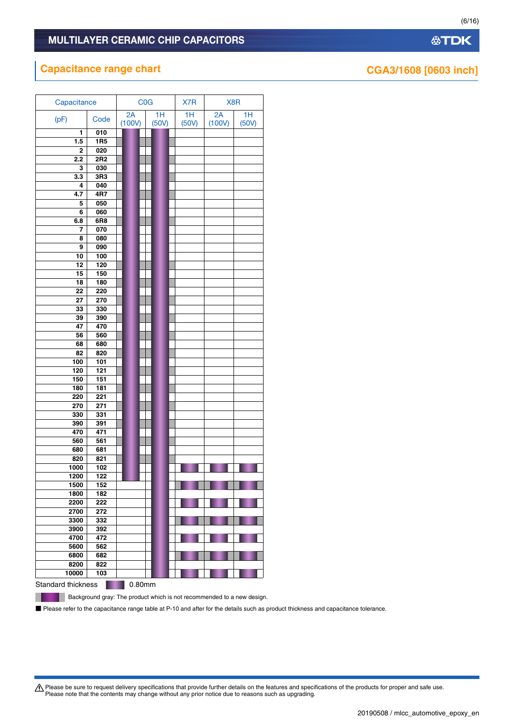## Capacitance range chart

**CGA3/1608 [0603 inch]**

| Capacitance | | C0G | | X7R | X8R | |
|---|---|---|---|---|---|---|
| (pF) | Code | 2A (100V) | 1H (50V) | 1H (50V) | 2A (100V) | 1H (50V) |
| 1 | 010 | ● | ● | | | |
| 1.5 | 1R5 | ●* | ●* | | | |
| 2 | 020 | ● | ● | | | |
| 2.2 | 2R2 | ●* | ●* | | | |
| 3 | 030 | ● | ● | | | |
| 3.3 | 3R3 | ●* | ●* | | | |
| 4 | 040 | ● | ● | | | |
| 4.7 | 4R7 | ●* | ●* | | | |
| 5 | 050 | ● | ● | | | |
| 6 | 060 | ● | ● | | | |
| 6.8 | 6R8 | ●* | ●* | | | |
| 7 | 070 | ● | ● | | | |
| 8 | 080 | ● | ● | | | |
| 9 | 090 | ● | ● | | | |
| 10 | 100 | ● | ● | | | |
| 12 | 120 | ●* | ●* | | | |
| 15 | 150 | ● | ● | | | |
| 18 | 180 | ●* | ●* | | | |
| 22 | 220 | ● | ● | | | |
| 27 | 270 | ●* | ●* | | | |
| 33 | 330 | ● | ● | | | |
| 39 | 390 | ●* | ●* | | | |
| 47 | 470 | ● | ● | | | |
| 56 | 560 | ●* | ●* | | | |
| 68 | 680 | ● | ● | | | |
| 82 | 820 | ●* | ●* | | | |
| 100 | 101 | ● | ● | | | |
| 120 | 121 | ●* | ●* | | | |
| 150 | 151 | ● | ● | | | |
| 180 | 181 | ●* | ●* | | | |
| 220 | 221 | ● | ● | | | |
| 270 | 271 | ●* | ●* | | | |
| 330 | 331 | ● | ● | | | |
| 390 | 391 | ●* | ●* | | | |
| 470 | 471 | ● | ● | | | |
| 560 | 561 | ●* | ●* | | | |
| 680 | 681 | ● | ● | | | |
| 820 | 821 | ●* | ●* | | | |
| 1000 | 102 | ● | ● | ● | ● | ● |
| 1200 | 122 | ● | ● | | | |
| 1500 | 152 | | ● | ●* | ●* | ●* |
| 1800 | 182 | | ● | | | |
| 2200 | 222 | | ● | ● | ● | ● |
| 2700 | 272 | | ● | | | |
| 3300 | 332 | | ● | ●* | ●* | ●* |
| 3900 | 392 | | ● | | | |
| 4700 | 472 | | ● | ● | ● | ● |
| 5600 | 562 | | ● | | | |
| 6800 | 682 | | ● | ●* | ●* | ●* |
| 8200 | 822 | | ● | | | |
| 10000 | 103 | | ● | ● | ● | ● |

Standard thickness ● 0.80mm

●* Background gray: The product which is not recommended to a new design.

■ Please refer to the capacitance range table at P-10 and after for the details such as product thickness and capacitance tolerance.

⚠ Please be sure to request delivery specifications that provide further details on the features and specifications of the products for proper and safe use.
Please note that the contents may change without any prior notice due to reasons such as upgrading.

20190508 / mlcc_automotive_epoxy_en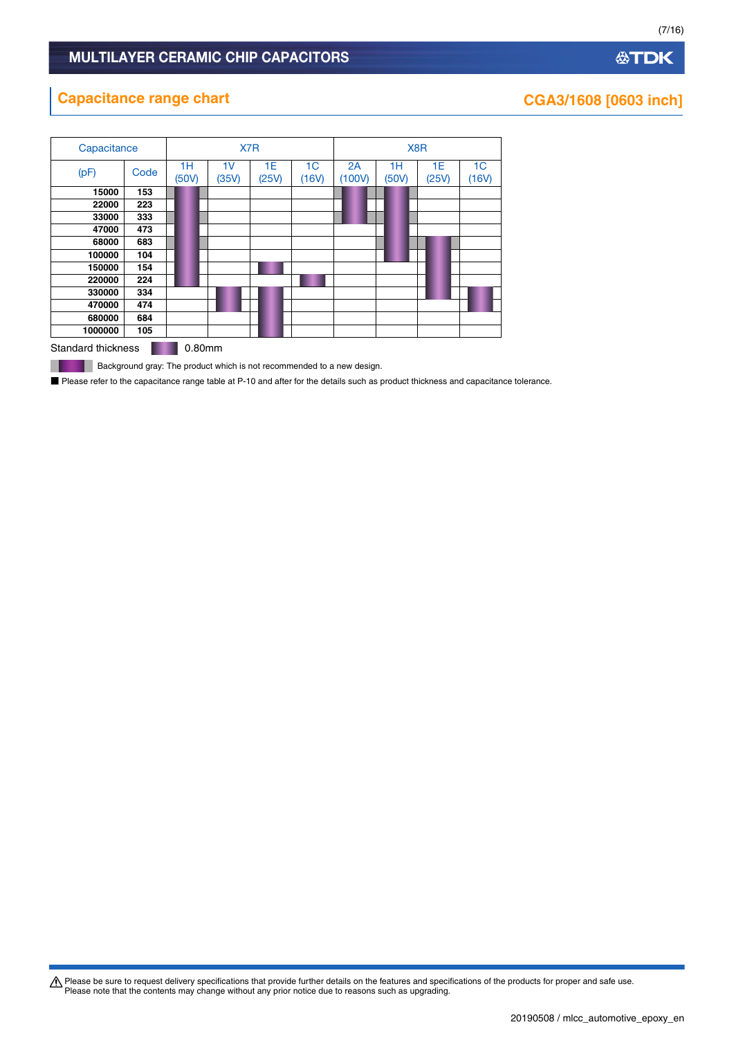## Capacitance range chart

**CGA3/1608 [0603 inch]**

| Capacitance | | X7R | | | | X8R | | | |
|---|---|---|---|---|---|---|---|---|---|
| (pF) | Code | 1H (50V) | 1V (35V) | 1E (25V) | 1C (16V) | 2A (100V) | 1H (50V) | 1E (25V) | 1C (16V) |
| **15000** | **153** | ■ (gray) | | | | ■ (gray) | ■ (gray) | | |
| **22000** | **223** | ■ | | | | ■ | ■ | | |
| **33000** | **333** | ■ (gray) | | | | ■ (gray) | ■ (gray) | | |
| **47000** | **473** | ■ | | | | | ■ | | |
| **68000** | **683** | ■ (gray) | | | | | ■ (gray) | ■ (gray) | |
| **100000** | **104** | ■ | | | | | ■ | ■ | |
| **150000** | **154** | ■ | | ■ | | | | ■ | |
| **220000** | **224** | ■ | | | ■ | | | ■ | |
| **330000** | **334** | | ■ | ■ | | | | ■ | ■ |
| **470000** | **474** | | ■ | ■ | | | | | ■ |
| **680000** | **684** | | | ■ | | | | | |
| **1000000** | **105** | | | ■ | | | | | |

Standard thickness ■ 0.80mm

■ (gray) Background gray: The product which is not recommended to a new design.

■ Please refer to the capacitance range table at P-10 and after for the details such as product thickness and capacitance tolerance.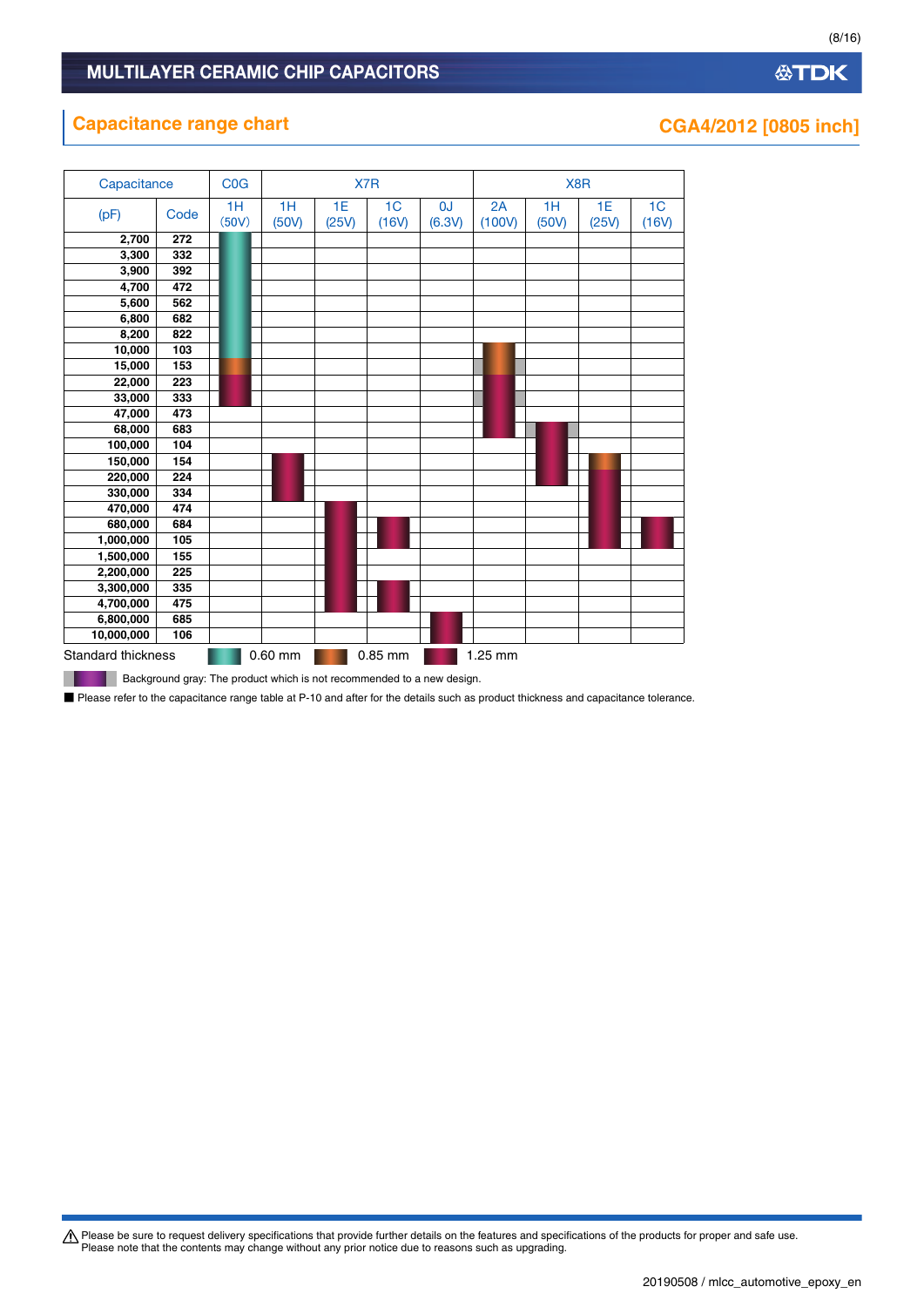# MULTILAYER CERAMIC CHIP CAPACITORS

## Capacitance range chart

**CGA4/2012 [0805 inch]**

| Capacitance | | C0G | X7R | | | | X8R | | | |
|---|---|---|---|---|---|---|---|---|---|---|
| (pF) | Code | 1H (50V) | 1H (50V) | 1E (25V) | 1C (16V) | 0J (6.3V) | 2A (100V) | 1H (50V) | 1E (25V) | 1C (16V) |
| 2,700 | 272 | 0.60 mm | | | | | | | | |
| 3,300 | 332 | 0.60 mm | | | | | | | | |
| 3,900 | 392 | 0.60 mm | | | | | | | | |
| 4,700 | 472 | 0.60 mm | | | | | | | | |
| 5,600 | 562 | 0.60 mm | | | | | | | | |
| 6,800 | 682 | 0.60 mm | | | | | | | | |
| 8,200 | 822 | 0.60 mm | | | | | | | | |
| 10,000 | 103 | 0.60 mm | | | | | 0.85 mm | | | |
| 15,000 | 153 | 0.85 mm | | | | | 0.85 mm (gray) | | | |
| 22,000 | 223 | 1.25 mm | | | | | 1.25 mm | | | |
| 33,000 | 333 | 1.25 mm | | | | | 1.25 mm (gray) | | | |
| 47,000 | 473 | | | | | | 1.25 mm | | | |
| 68,000 | 683 | | | | | | 1.25 mm | 1.25 mm (gray) | | |
| 100,000 | 104 | | | | | | | 1.25 mm | | |
| 150,000 | 154 | | 1.25 mm | | | | | 1.25 mm | 0.85 mm | |
| 220,000 | 224 | | 1.25 mm | | | | | 1.25 mm | 1.25 mm | |
| 330,000 | 334 | | 1.25 mm | | | | | | 1.25 mm | |
| 470,000 | 474 | | | 1.25 mm | | | | | 1.25 mm | |
| 680,000 | 684 | | | 1.25 mm | 1.25 mm | | | | 1.25 mm | 1.25 mm |
| 1,000,000 | 105 | | | 1.25 mm | 1.25 mm | | | | 1.25 mm | 1.25 mm |
| 1,500,000 | 155 | | | 1.25 mm | | | | | | |
| 2,200,000 | 225 | | | 1.25 mm | | | | | | |
| 3,300,000 | 335 | | | 1.25 mm | 1.25 mm | | | | | |
| 4,700,000 | 475 | | | 1.25 mm | 1.25 mm | | | | | |
| 6,800,000 | 685 | | | | | 1.25 mm | | | | |
| 10,000,000 | 106 | | | | | 1.25 mm | | | | |

Standard thickness: 0.60 mm / 0.85 mm / 1.25 mm

Background gray: The product which is not recommended to a new design.

■ Please refer to the capacitance range table at P-10 and after for the details such as product thickness and capacitance tolerance.

⚠ Please be sure to request delivery specifications that provide further details on the features and specifications of the products for proper and safe use.
Please note that the contents may change without any prior notice due to reasons such as upgrading.

20190508 / mlcc_automotive_epoxy_en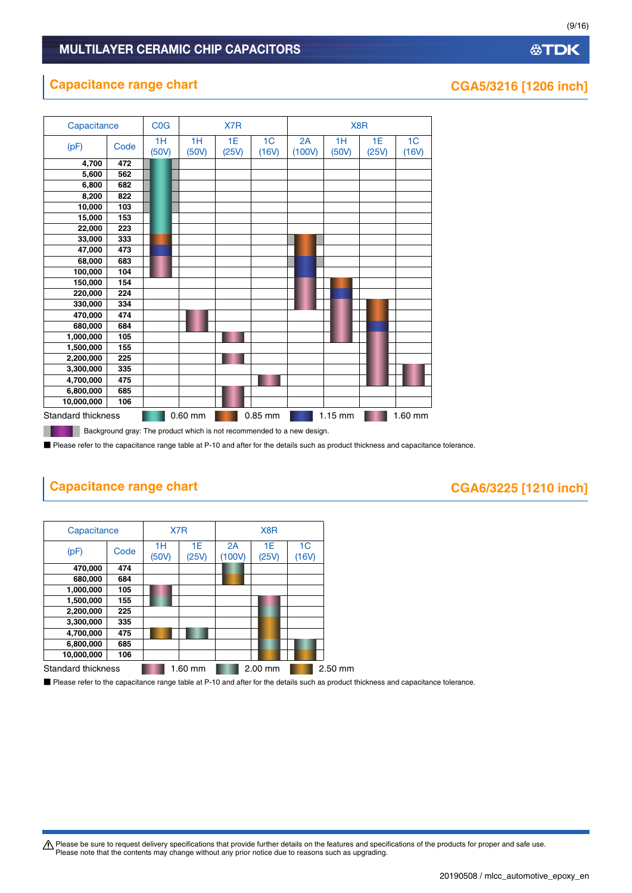MULTILAYER CERAMIC CHIP CAPACITORS

## Capacitance range chart

### CGA5/3216 [1206 inch]

| Capacitance (pF) | Code | C0G 1H (50V) | X7R 1H (50V) | X7R 1E (25V) | X7R 1C (16V) | X8R 2A (100V) | X8R 1H (50V) | X8R 1E (25V) | X8R 1C (16V) |
|---|---|---|---|---|---|---|---|---|---|
| 4,700 | 472 | | | | | | | | |
| 5,600 | 562 | | | | | | | | |
| 6,800 | 682 | | | | | | | | |
| 8,200 | 822 | | | | | | | | |
| 10,000 | 103 | | | | | | | | |
| 15,000 | 153 | | | | | | | | |
| 22,000 | 223 | | | | | | | | |
| 33,000 | 333 | | | | | | | | |
| 47,000 | 473 | | | | | | | | |
| 68,000 | 683 | | | | | | | | |
| 100,000 | 104 | | | | | | | | |
| 150,000 | 154 | | | | | | | | |
| 220,000 | 224 | | | | | | | | |
| 330,000 | 334 | | | | | | | | |
| 470,000 | 474 | | | | | | | | |
| 680,000 | 684 | | | | | | | | |
| 1,000,000 | 105 | | | | | | | | |
| 1,500,000 | 155 | | | | | | | | |
| 2,200,000 | 225 | | | | | | | | |
| 3,300,000 | 335 | | | | | | | | |
| 4,700,000 | 475 | | | | | | | | |
| 6,800,000 | 685 | | | | | | | | |
| 10,000,000 | 106 | | | | | | | | |

Standard thickness: 0.60 mm, 0.85 mm, 1.15 mm, 1.60 mm

Background gray: The product which is not recommended to a new design.

■ Please refer to the capacitance range table at P-10 and after for the details such as product thickness and capacitance tolerance.

## Capacitance range chart

### CGA6/3225 [1210 inch]

| Capacitance (pF) | Code | X7R 1H (50V) | X7R 1E (25V) | X8R 2A (100V) | X8R 1E (25V) | X8R 1C (16V) |
|---|---|---|---|---|---|---|
| 470,000 | 474 | | | | | |
| 680,000 | 684 | | | | | |
| 1,000,000 | 105 | | | | | |
| 1,500,000 | 155 | | | | | |
| 2,200,000 | 225 | | | | | |
| 3,300,000 | 335 | | | | | |
| 4,700,000 | 475 | | | | | |
| 6,800,000 | 685 | | | | | |
| 10,000,000 | 106 | | | | | |

Standard thickness: 1.60 mm, 2.00 mm, 2.50 mm

■ Please refer to the capacitance range table at P-10 and after for the details such as product thickness and capacitance tolerance.

⚠ Please be sure to request delivery specifications that provide further details on the features and specifications of the products for proper and safe use.
Please note that the contents may change without any prior notice due to reasons such as upgrading.

20190508 / mlcc_automotive_epoxy_en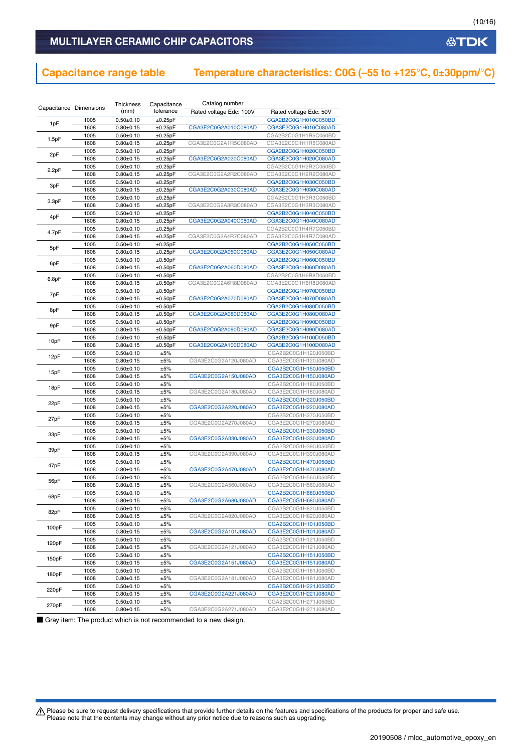## MULTILAYER CERAMIC CHIP CAPACITORS

## Capacitance range table

## Temperature characteristics: C0G (–55 to +125°C, 0±30ppm/°C)

| Capacitance | Dimensions | Thickness (mm) | Capacitance tolerance | Catalog number Rated voltage Edc: 100V | Catalog number Rated voltage Edc: 50V |
|---|---|---|---|---|---|
| 1pF | 1005 | 0.50±0.10 | ±0.25pF | | CGA2B2C0G1H010C050BD |
| | 1608 | 0.80±0.15 | ±0.25pF | CGA3E2C0G2A010C080AD | CGA3E2C0G1H010C080AD |
| 1.5pF | 1005 | 0.50±0.10 | ±0.25pF | | CGA2B2C0G1H1R5C050BD |
| | 1608 | 0.80±0.15 | ±0.25pF | CGA3E2C0G2A1R5C080AD | CGA3E2C0G1H1R5C080AD |
| 2pF | 1005 | 0.50±0.10 | ±0.25pF | | CGA2B2C0G1H020C050BD |
| | 1608 | 0.80±0.15 | ±0.25pF | CGA3E2C0G2A020C080AD | CGA3E2C0G1H020C080AD |
| 2.2pF | 1005 | 0.50±0.10 | ±0.25pF | | CGA2B2C0G1H2R2C050BD |
| | 1608 | 0.80±0.15 | ±0.25pF | CGA3E2C0G2A2R2C080AD | CGA3E2C0G1H2R2C080AD |
| 3pF | 1005 | 0.50±0.10 | ±0.25pF | | CGA2B2C0G1H030C050BD |
| | 1608 | 0.80±0.15 | ±0.25pF | CGA3E2C0G2A030C080AD | CGA3E2C0G1H030C080AD |
| 3.3pF | 1005 | 0.50±0.10 | ±0.25pF | | CGA2B2C0G1H3R3C050BD |
| | 1608 | 0.80±0.15 | ±0.25pF | CGA3E2C0G2A3R3C080AD | CGA3E2C0G1H3R3C080AD |
| 4pF | 1005 | 0.50±0.10 | ±0.25pF | | CGA2B2C0G1H040C050BD |
| | 1608 | 0.80±0.15 | ±0.25pF | CGA3E2C0G2A040C080AD | CGA3E2C0G1H040C080AD |
| 4.7pF | 1005 | 0.50±0.10 | ±0.25pF | | CGA2B2C0G1H4R7C050BD |
| | 1608 | 0.80±0.15 | ±0.25pF | CGA3E2C0G2A4R7C080AD | CGA3E2C0G1H4R7C080AD |
| 5pF | 1005 | 0.50±0.10 | ±0.25pF | | CGA2B2C0G1H050C050BD |
| | 1608 | 0.80±0.15 | ±0.25pF | CGA3E2C0G2A050C080AD | CGA3E2C0G1H050C080AD |
| 6pF | 1005 | 0.50±0.10 | ±0.50pF | | CGA2B2C0G1H060D050BD |
| | 1608 | 0.80±0.15 | ±0.50pF | CGA3E2C0G2A060D080AD | CGA3E2C0G1H060D080AD |
| 6.8pF | 1005 | 0.50±0.10 | ±0.50pF | | CGA2B2C0G1H6R8D050BD |
| | 1608 | 0.80±0.15 | ±0.50pF | CGA3E2C0G2A6R8D080AD | CGA3E2C0G1H6R8D080AD |
| 7pF | 1005 | 0.50±0.10 | ±0.50pF | | CGA2B2C0G1H070D050BD |
| | 1608 | 0.80±0.15 | ±0.50pF | CGA3E2C0G2A070D080AD | CGA3E2C0G1H070D080AD |
| 8pF | 1005 | 0.50±0.10 | ±0.50pF | | CGA2B2C0G1H080D050BD |
| | 1608 | 0.80±0.15 | ±0.50pF | CGA3E2C0G2A080D080AD | CGA3E2C0G1H080D080AD |
| 9pF | 1005 | 0.50±0.10 | ±0.50pF | | CGA2B2C0G1H090D050BD |
| | 1608 | 0.80±0.15 | ±0.50pF | CGA3E2C0G2A090D080AD | CGA3E2C0G1H090D080AD |
| 10pF | 1005 | 0.50±0.10 | ±0.50pF | | CGA2B2C0G1H100D050BD |
| | 1608 | 0.80±0.15 | ±0.50pF | CGA3E2C0G2A100D080AD | CGA3E2C0G1H100D080AD |
| 12pF | 1005 | 0.50±0.10 | ±5% | | CGA2B2C0G1H120J050BD |
| | 1608 | 0.80±0.15 | ±5% | CGA3E2C0G2A120J080AD | CGA3E2C0G1H120J080AD |
| 15pF | 1005 | 0.50±0.10 | ±5% | | CGA2B2C0G1H150J050BD |
| | 1608 | 0.80±0.15 | ±5% | CGA3E2C0G2A150J080AD | CGA3E2C0G1H150J080AD |
| 18pF | 1005 | 0.50±0.10 | ±5% | | CGA2B2C0G1H180J050BD |
| | 1608 | 0.80±0.15 | ±5% | CGA3E2C0G2A180J080AD | CGA3E2C0G1H180J080AD |
| 22pF | 1005 | 0.50±0.10 | ±5% | | CGA2B2C0G1H220J050BD |
| | 1608 | 0.80±0.15 | ±5% | CGA3E2C0G2A220J080AD | CGA3E2C0G1H220J080AD |
| 27pF | 1005 | 0.50±0.10 | ±5% | | CGA2B2C0G1H270J050BD |
| | 1608 | 0.80±0.15 | ±5% | CGA3E2C0G2A270J080AD | CGA3E2C0G1H270J080AD |
| 33pF | 1005 | 0.50±0.10 | ±5% | | CGA2B2C0G1H330J050BD |
| | 1608 | 0.80±0.15 | ±5% | CGA3E2C0G2A330J080AD | CGA3E2C0G1H330J080AD |
| 39pF | 1005 | 0.50±0.10 | ±5% | | CGA2B2C0G1H390J050BD |
| | 1608 | 0.80±0.15 | ±5% | CGA3E2C0G2A390J080AD | CGA3E2C0G1H390J080AD |
| 47pF | 1005 | 0.50±0.10 | ±5% | | CGA2B2C0G1H470J050BD |
| | 1608 | 0.80±0.15 | ±5% | CGA3E2C0G2A470J080AD | CGA3E2C0G1H470J080AD |
| 56pF | 1005 | 0.50±0.10 | ±5% | | CGA2B2C0G1H560J050BD |
| | 1608 | 0.80±0.15 | ±5% | CGA3E2C0G2A560J080AD | CGA3E2C0G1H560J080AD |
| 68pF | 1005 | 0.50±0.10 | ±5% | | CGA2B2C0G1H680J050BD |
| | 1608 | 0.80±0.15 | ±5% | CGA3E2C0G2A680J080AD | CGA3E2C0G1H680J080AD |
| 82pF | 1005 | 0.50±0.10 | ±5% | | CGA2B2C0G1H820J050BD |
| | 1608 | 0.80±0.15 | ±5% | CGA3E2C0G2A820J080AD | CGA3E2C0G1H820J080AD |
| 100pF | 1005 | 0.50±0.10 | ±5% | | CGA2B2C0G1H101J050BD |
| | 1608 | 0.80±0.15 | ±5% | CGA3E2C0G2A101J080AD | CGA3E2C0G1H101J080AD |
| 120pF | 1005 | 0.50±0.10 | ±5% | | CGA2B2C0G1H121J050BD |
| | 1608 | 0.80±0.15 | ±5% | CGA3E2C0G2A121J080AD | CGA3E2C0G1H121J080AD |
| 150pF | 1005 | 0.50±0.10 | ±5% | | CGA2B2C0G1H151J050BD |
| | 1608 | 0.80±0.15 | ±5% | CGA3E2C0G2A151J080AD | CGA3E2C0G1H151J080AD |
| 180pF | 1005 | 0.50±0.10 | ±5% | | CGA2B2C0G1H181J050BD |
| | 1608 | 0.80±0.15 | ±5% | CGA3E2C0G2A181J080AD | CGA3E2C0G1H181J080AD |
| 220pF | 1005 | 0.50±0.10 | ±5% | | CGA2B2C0G1H221J050BD |
| | 1608 | 0.80±0.15 | ±5% | CGA3E2C0G2A221J080AD | CGA3E2C0G1H221J080AD |
| 270pF | 1005 | 0.50±0.10 | ±5% | | CGA2B2C0G1H271J050BD |
| | 1608 | 0.80±0.15 | ±5% | CGA3E2C0G2A271J080AD | CGA3E2C0G1H271J080AD |

■ Gray item: The product which is not recommended to a new design.

⚠ Please be sure to request delivery specifications that provide further details on the features and specifications of the products for proper and safe use. Please note that the contents may change without any prior notice due to reasons such as upgrading.

20190508 / mlcc_automotive_epoxy_en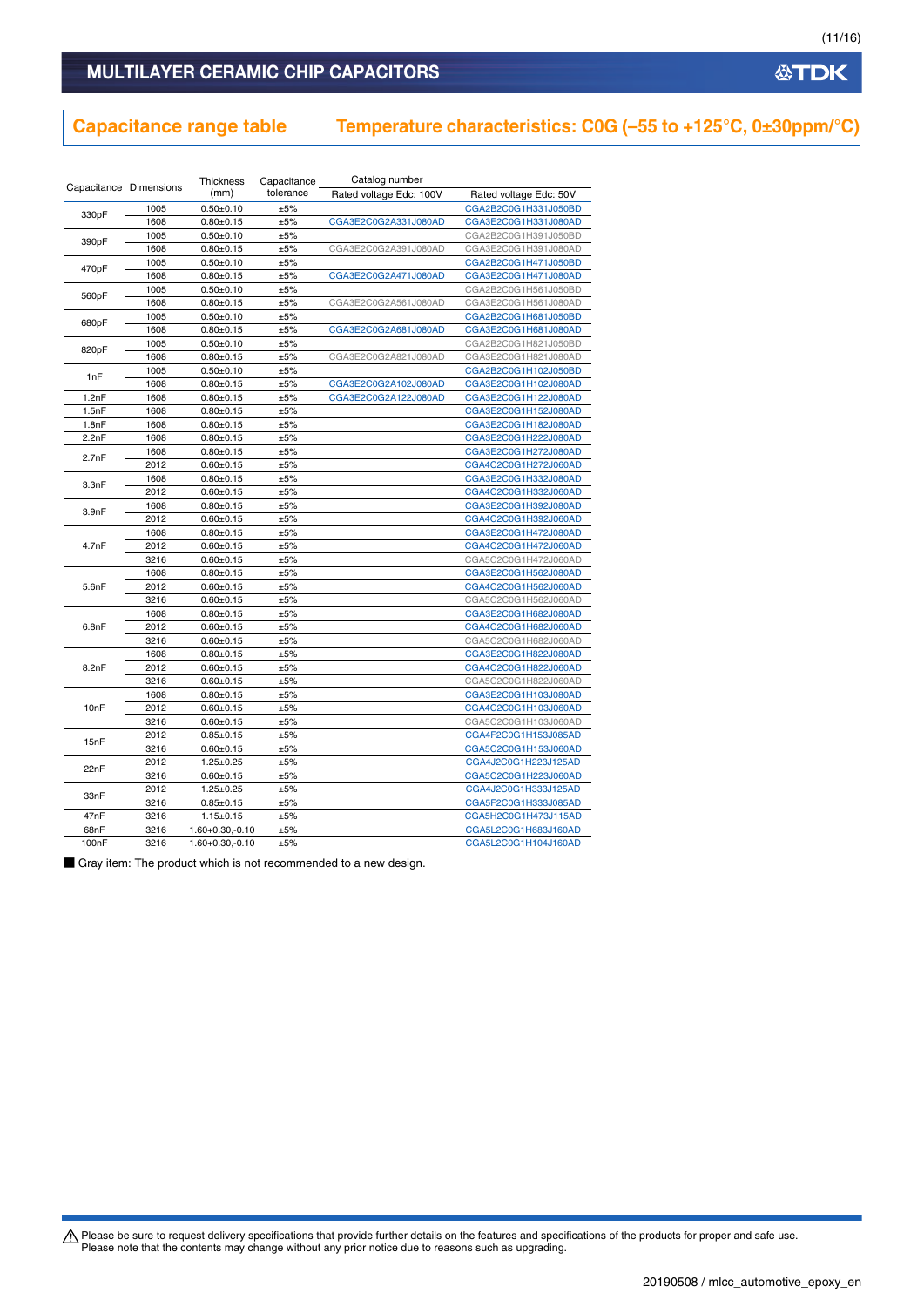## MULTILAYER CERAMIC CHIP CAPACITORS

## Capacitance range table

## Temperature characteristics: C0G (–55 to +125°C, 0±30ppm/°C)

| Capacitance | Dimensions | Thickness (mm) | Capacitance tolerance | Catalog number | |
|---|---|---|---|---|---|
| | | | | Rated voltage Edc: 100V | Rated voltage Edc: 50V |
| 330pF | 1005 | 0.50±0.10 | ±5% | | CGA2B2C0G1H331J050BD |
| | 1608 | 0.80±0.15 | ±5% | CGA3E2C0G2A331J080AD | CGA3E2C0G1H331J080AD |
| 390pF | 1005 | 0.50±0.10 | ±5% | | CGA2B2C0G1H391J050BD |
| | 1608 | 0.80±0.15 | ±5% | CGA3E2C0G2A391J080AD | CGA3E2C0G1H391J080AD |
| 470pF | 1005 | 0.50±0.10 | ±5% | | CGA2B2C0G1H471J050BD |
| | 1608 | 0.80±0.15 | ±5% | CGA3E2C0G2A471J080AD | CGA3E2C0G1H471J080AD |
| 560pF | 1005 | 0.50±0.10 | ±5% | | CGA2B2C0G1H561J050BD |
| | 1608 | 0.80±0.15 | ±5% | CGA3E2C0G2A561J080AD | CGA3E2C0G1H561J080AD |
| 680pF | 1005 | 0.50±0.10 | ±5% | | CGA2B2C0G1H681J050BD |
| | 1608 | 0.80±0.15 | ±5% | CGA3E2C0G2A681J080AD | CGA3E2C0G1H681J080AD |
| 820pF | 1005 | 0.50±0.10 | ±5% | | CGA2B2C0G1H821J050BD |
| | 1608 | 0.80±0.15 | ±5% | CGA3E2C0G2A821J080AD | CGA3E2C0G1H821J080AD |
| 1nF | 1005 | 0.50±0.10 | ±5% | | CGA2B2C0G1H102J050BD |
| | 1608 | 0.80±0.15 | ±5% | CGA3E2C0G2A102J080AD | CGA3E2C0G1H102J080AD |
| 1.2nF | 1608 | 0.80±0.15 | ±5% | CGA3E2C0G2A122J080AD | CGA3E2C0G1H122J080AD |
| 1.5nF | 1608 | 0.80±0.15 | ±5% | | CGA3E2C0G1H152J080AD |
| 1.8nF | 1608 | 0.80±0.15 | ±5% | | CGA3E2C0G1H182J080AD |
| 2.2nF | 1608 | 0.80±0.15 | ±5% | | CGA3E2C0G1H222J080AD |
| 2.7nF | 1608 | 0.80±0.15 | ±5% | | CGA3E2C0G1H272J080AD |
| | 2012 | 0.60±0.15 | ±5% | | CGA4C2C0G1H272J060AD |
| 3.3nF | 1608 | 0.80±0.15 | ±5% | | CGA3E2C0G1H332J080AD |
| | 2012 | 0.60±0.15 | ±5% | | CGA4C2C0G1H332J060AD |
| 3.9nF | 1608 | 0.80±0.15 | ±5% | | CGA3E2C0G1H392J080AD |
| | 2012 | 0.60±0.15 | ±5% | | CGA4C2C0G1H392J060AD |
| 4.7nF | 1608 | 0.80±0.15 | ±5% | | CGA3E2C0G1H472J080AD |
| | 2012 | 0.60±0.15 | ±5% | | CGA4C2C0G1H472J060AD |
| | 3216 | 0.60±0.15 | ±5% | | CGA5C2C0G1H472J060AD |
| 5.6nF | 1608 | 0.80±0.15 | ±5% | | CGA3E2C0G1H562J080AD |
| | 2012 | 0.60±0.15 | ±5% | | CGA4C2C0G1H562J060AD |
| | 3216 | 0.60±0.15 | ±5% | | CGA5C2C0G1H562J060AD |
| 6.8nF | 1608 | 0.80±0.15 | ±5% | | CGA3E2C0G1H682J080AD |
| | 2012 | 0.60±0.15 | ±5% | | CGA4C2C0G1H682J060AD |
| | 3216 | 0.60±0.15 | ±5% | | CGA5C2C0G1H682J060AD |
| 8.2nF | 1608 | 0.80±0.15 | ±5% | | CGA3E2C0G1H822J080AD |
| | 2012 | 0.60±0.15 | ±5% | | CGA4C2C0G1H822J060AD |
| | 3216 | 0.60±0.15 | ±5% | | CGA5C2C0G1H822J060AD |
| 10nF | 1608 | 0.80±0.15 | ±5% | | CGA3E2C0G1H103J080AD |
| | 2012 | 0.60±0.15 | ±5% | | CGA4C2C0G1H103J060AD |
| | 3216 | 0.60±0.15 | ±5% | | CGA5C2C0G1H103J060AD |
| 15nF | 2012 | 0.85±0.15 | ±5% | | CGA4F2C0G1H153J085AD |
| | 3216 | 0.60±0.15 | ±5% | | CGA5C2C0G1H153J060AD |
| 22nF | 2012 | 1.25±0.25 | ±5% | | CGA4J2C0G1H223J125AD |
| | 3216 | 0.60±0.15 | ±5% | | CGA5C2C0G1H223J060AD |
| 33nF | 2012 | 1.25±0.25 | ±5% | | CGA4J2C0G1H333J125AD |
| | 3216 | 0.85±0.15 | ±5% | | CGA5F2C0G1H333J085AD |
| 47nF | 3216 | 1.15±0.15 | ±5% | | CGA5H2C0G1H473J115AD |
| 68nF | 3216 | 1.60+0.30,-0.10 | ±5% | | CGA5L2C0G1H683J160AD |
| 100nF | 3216 | 1.60+0.30,-0.10 | ±5% | | CGA5L2C0G1H104J160AD |

■ Gray item: The product which is not recommended to a new design.

⚠ Please be sure to request delivery specifications that provide further details on the features and specifications of the products for proper and safe use.
Please note that the contents may change without any prior notice due to reasons such as upgrading.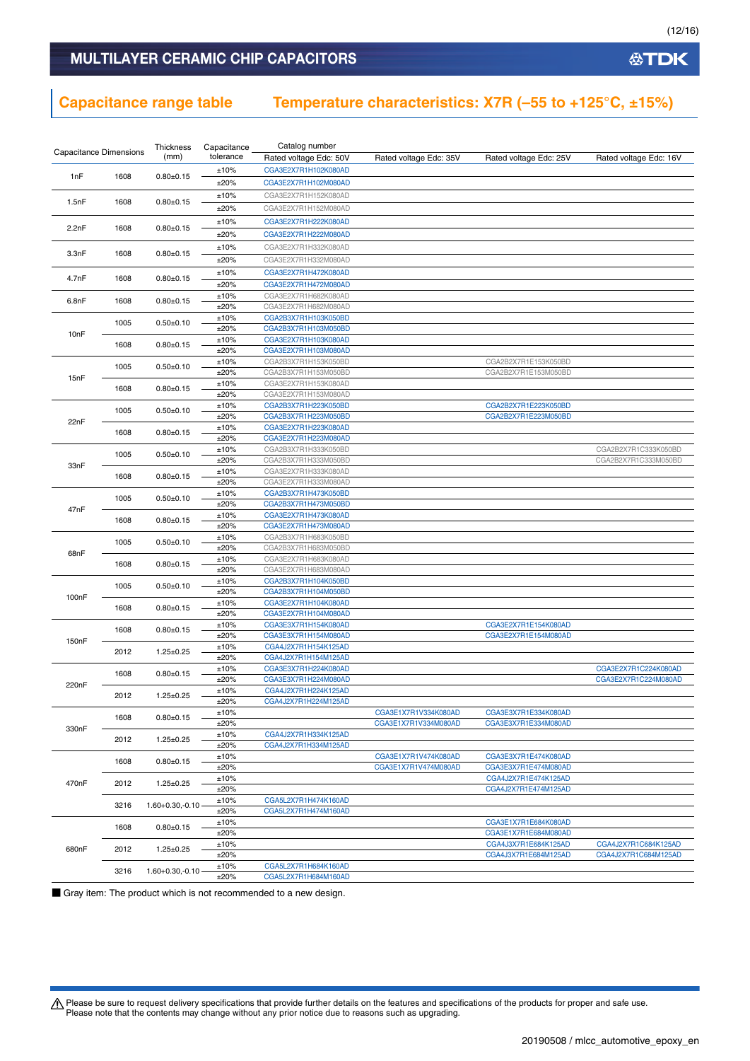## MULTILAYER CERAMIC CHIP CAPACITORS

## Capacitance range table    Temperature characteristics: X7R (–55 to +125°C, ±15%)

| Capacitance | Dimensions | Thickness (mm) | Capacitance tolerance | Catalog number Rated voltage Edc: 50V | Rated voltage Edc: 35V | Rated voltage Edc: 25V | Rated voltage Edc: 16V |
|---|---|---|---|---|---|---|---|
| 1nF | 1608 | 0.80±0.15 | ±10% | CGA3E2X7R1H102K080AD | | | |
| | | | ±20% | CGA3E2X7R1H102M080AD | | | |
| 1.5nF | 1608 | 0.80±0.15 | ±10% | CGA3E2X7R1H152K080AD | | | |
| | | | ±20% | CGA3E2X7R1H152M080AD | | | |
| 2.2nF | 1608 | 0.80±0.15 | ±10% | CGA3E2X7R1H222K080AD | | | |
| | | | ±20% | CGA3E2X7R1H222M080AD | | | |
| 3.3nF | 1608 | 0.80±0.15 | ±10% | CGA3E2X7R1H332K080AD | | | |
| | | | ±20% | CGA3E2X7R1H332M080AD | | | |
| 4.7nF | 1608 | 0.80±0.15 | ±10% | CGA3E2X7R1H472K080AD | | | |
| | | | ±20% | CGA3E2X7R1H472M080AD | | | |
| 6.8nF | 1608 | 0.80±0.15 | ±10% | CGA3E2X7R1H682K080AD | | | |
| | | | ±20% | CGA3E2X7R1H682M080AD | | | |
| 10nF | 1005 | 0.50±0.10 | ±10% | CGA2B3X7R1H103K050BD | | | |
| | | | ±20% | CGA2B3X7R1H103M050BD | | | |
| | 1608 | 0.80±0.15 | ±10% | CGA3E2X7R1H103K080AD | | | |
| | | | ±20% | CGA3E2X7R1H103M080AD | | | |
| 15nF | 1005 | 0.50±0.10 | ±10% | CGA2B3X7R1H153K050BD | | CGA2B2X7R1E153K050BD | |
| | | | ±20% | CGA2B3X7R1H153M050BD | | CGA2B2X7R1E153M050BD | |
| | 1608 | 0.80±0.15 | ±10% | CGA3E2X7R1H153K080AD | | | |
| | | | ±20% | CGA3E2X7R1H153M080AD | | | |
| 22nF | 1005 | 0.50±0.10 | ±10% | CGA2B3X7R1H223K050BD | | CGA2B2X7R1E223K050BD | |
| | | | ±20% | CGA2B3X7R1H223M050BD | | CGA2B2X7R1E223M050BD | |
| | 1608 | 0.80±0.15 | ±10% | CGA3E2X7R1H223K080AD | | | |
| | | | ±20% | CGA3E2X7R1H223M080AD | | | |
| 33nF | 1005 | 0.50±0.10 | ±10% | CGA2B3X7R1H333K050BD | | | CGA2B2X7R1C333K050BD |
| | | | ±20% | CGA2B3X7R1H333M050BD | | | CGA2B2X7R1C333M050BD |
| | 1608 | 0.80±0.15 | ±10% | CGA3E2X7R1H333K080AD | | | |
| | | | ±20% | CGA3E2X7R1H333M080AD | | | |
| 47nF | 1005 | 0.50±0.10 | ±10% | CGA2B3X7R1H473K050BD | | | |
| | | | ±20% | CGA2B3X7R1H473M050BD | | | |
| | 1608 | 0.80±0.15 | ±10% | CGA3E2X7R1H473K080AD | | | |
| | | | ±20% | CGA3E2X7R1H473M080AD | | | |
| 68nF | 1005 | 0.50±0.10 | ±10% | CGA2B3X7R1H683K050BD | | | |
| | | | ±20% | CGA2B3X7R1H683M050BD | | | |
| | 1608 | 0.80±0.15 | ±10% | CGA3E2X7R1H683K080AD | | | |
| | | | ±20% | CGA3E2X7R1H683M080AD | | | |
| 100nF | 1005 | 0.50±0.10 | ±10% | CGA2B3X7R1H104K050BD | | | |
| | | | ±20% | CGA2B3X7R1H104M050BD | | | |
| | 1608 | 0.80±0.15 | ±10% | CGA3E2X7R1H104K080AD | | | |
| | | | ±20% | CGA3E2X7R1H104M080AD | | | |
| 150nF | 1608 | 0.80±0.15 | ±10% | CGA3E3X7R1H154K080AD | | CGA3E2X7R1E154K080AD | |
| | | | ±20% | CGA3E3X7R1H154M080AD | | CGA3E2X7R1E154M080AD | |
| | 2012 | 1.25±0.25 | ±10% | CGA4J2X7R1H154K125AD | | | |
| | | | ±20% | CGA4J2X7R1H154M125AD | | | |
| 220nF | 1608 | 0.80±0.15 | ±10% | CGA3E3X7R1H224K080AD | | | CGA3E2X7R1C224K080AD |
| | | | ±20% | CGA3E3X7R1H224M080AD | | | CGA3E2X7R1C224M080AD |
| | 2012 | 1.25±0.25 | ±10% | CGA4J2X7R1H224K125AD | | | |
| | | | ±20% | CGA4J2X7R1H224M125AD | | | |
| 330nF | 1608 | 0.80±0.15 | ±10% | | CGA3E1X7R1V334K080AD | CGA3E3X7R1E334K080AD | |
| | | | ±20% | | CGA3E1X7R1V334M080AD | CGA3E3X7R1E334M080AD | |
| | 2012 | 1.25±0.25 | ±10% | CGA4J2X7R1H334K125AD | | | |
| | | | ±20% | CGA4J2X7R1H334M125AD | | | |
| 470nF | 1608 | 0.80±0.15 | ±10% | | CGA3E1X7R1V474K080AD | CGA3E3X7R1E474K080AD | |
| | | | ±20% | | CGA3E1X7R1V474M080AD | CGA3E3X7R1E474M080AD | |
| | 2012 | 1.25±0.25 | ±10% | | | CGA4J2X7R1E474K125AD | |
| | | | ±20% | | | CGA4J2X7R1E474M125AD | |
| | 3216 | 1.60+0.30,-0.10 | ±10% | CGA5L2X7R1H474K160AD | | | |
| | | | ±20% | CGA5L2X7R1H474M160AD | | | |
| 680nF | 1608 | 0.80±0.15 | ±10% | | | CGA3E1X7R1E684K080AD | |
| | | | ±20% | | | CGA3E1X7R1E684M080AD | |
| | 2012 | 1.25±0.25 | ±10% | | | CGA4J3X7R1E684K125AD | CGA4J2X7R1C684K125AD |
| | | | ±20% | | | CGA4J3X7R1E684M125AD | CGA4J2X7R1C684M125AD |
| | 3216 | 1.60+0.30,-0.10 | ±10% | CGA5L2X7R1H684K160AD | | | |
| | | | ±20% | CGA5L2X7R1H684M160AD | | | |

■ Gray item: The product which is not recommended to a new design.

⚠ Please be sure to request delivery specifications that provide further details on the features and specifications of the products for proper and safe use.
Please note that the contents may change without any prior notice due to reasons such as upgrading.

20190508 / mlcc_automotive_epoxy_en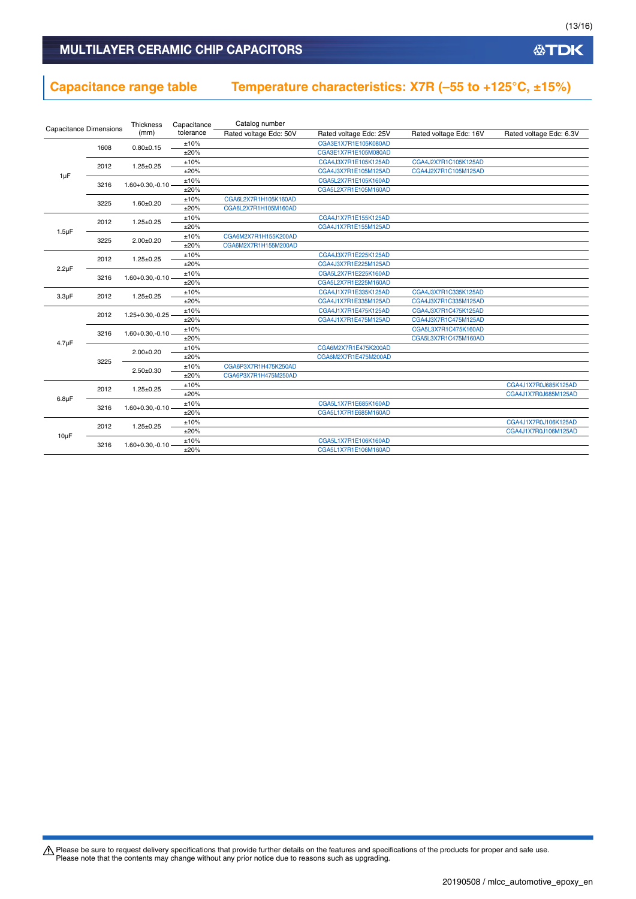# MULTILAYER CERAMIC CHIP CAPACITORS

## Capacitance range table    Temperature characteristics: X7R (–55 to +125°C, ±15%)

| Capacitance | Dimensions | Thickness (mm) | Capacitance tolerance | Catalog number | | | |
|---|---|---|---|---|---|---|---|
| | | | | Rated voltage Edc: 50V | Rated voltage Edc: 25V | Rated voltage Edc: 16V | Rated voltage Edc: 6.3V |
| 1µF | 1608 | 0.80±0.15 | ±10% | | CGA3E1X7R1E105K080AD | | |
| | | | ±20% | | CGA3E1X7R1E105M080AD | | |
| | 2012 | 1.25±0.25 | ±10% | | CGA4J3X7R1E105K125AD | CGA4J2X7R1C105K125AD | |
| | | | ±20% | | CGA4J3X7R1E105M125AD | CGA4J2X7R1C105M125AD | |
| | 3216 | 1.60+0.30,-0.10 | ±10% | | CGA5L2X7R1E105K160AD | | |
| | | | ±20% | | CGA5L2X7R1E105M160AD | | |
| | 3225 | 1.60±0.20 | ±10% | CGA6L2X7R1H105K160AD | | | |
| | | | ±20% | CGA6L2X7R1H105M160AD | | | |
| 1.5µF | 2012 | 1.25±0.25 | ±10% | | CGA4J1X7R1E155K125AD | | |
| | | | ±20% | | CGA4J1X7R1E155M125AD | | |
| | 3225 | 2.00±0.20 | ±10% | CGA6M2X7R1H155K200AD | | | |
| | | | ±20% | CGA6M2X7R1H155M200AD | | | |
| 2.2µF | 2012 | 1.25±0.25 | ±10% | | CGA4J3X7R1E225K125AD | | |
| | | | ±20% | | CGA4J3X7R1E225M125AD | | |
| | 3216 | 1.60+0.30,-0.10 | ±10% | | CGA5L2X7R1E225K160AD | | |
| | | | ±20% | | CGA5L2X7R1E225M160AD | | |
| 3.3µF | 2012 | 1.25±0.25 | ±10% | | CGA4J1X7R1E335K125AD | CGA4J3X7R1C335K125AD | |
| | | | ±20% | | CGA4J1X7R1E335M125AD | CGA4J3X7R1C335M125AD | |
| 4.7µF | 2012 | 1.25+0.30,-0.25 | ±10% | | CGA4J1X7R1E475K125AD | CGA4J3X7R1C475K125AD | |
| | | | ±20% | | CGA4J1X7R1E475M125AD | CGA4J3X7R1C475M125AD | |
| | 3216 | 1.60+0.30,-0.10 | ±10% | | | CGA5L3X7R1C475K160AD | |
| | | | ±20% | | | CGA5L3X7R1C475M160AD | |
| | 3225 | 2.00±0.20 | ±10% | | CGA6M2X7R1E475K200AD | | |
| | | | ±20% | | CGA6M2X7R1E475M200AD | | |
| | | 2.50±0.30 | ±10% | CGA6P3X7R1H475K250AD | | | |
| | | | ±20% | CGA6P3X7R1H475M250AD | | | |
| 6.8µF | 2012 | 1.25±0.25 | ±10% | | | | CGA4J1X7R0J685K125AD |
| | | | ±20% | | | | CGA4J1X7R0J685M125AD |
| | 3216 | 1.60+0.30,-0.10 | ±10% | | CGA5L1X7R1E685K160AD | | |
| | | | ±20% | | CGA5L1X7R1E685M160AD | | |
| 10µF | 2012 | 1.25±0.25 | ±10% | | | | CGA4J1X7R0J106K125AD |
| | | | ±20% | | | | CGA4J1X7R0J106M125AD |
| | 3216 | 1.60+0.30,-0.10 | ±10% | | CGA5L1X7R1E106K160AD | | |
| | | | ±20% | | CGA5L1X7R1E106M160AD | | |

⚠ Please be sure to request delivery specifications that provide further details on the features and specifications of the products for proper and safe use.
Please note that the contents may change without any prior notice due to reasons such as upgrading.

20190508 / mlcc_automotive_epoxy_en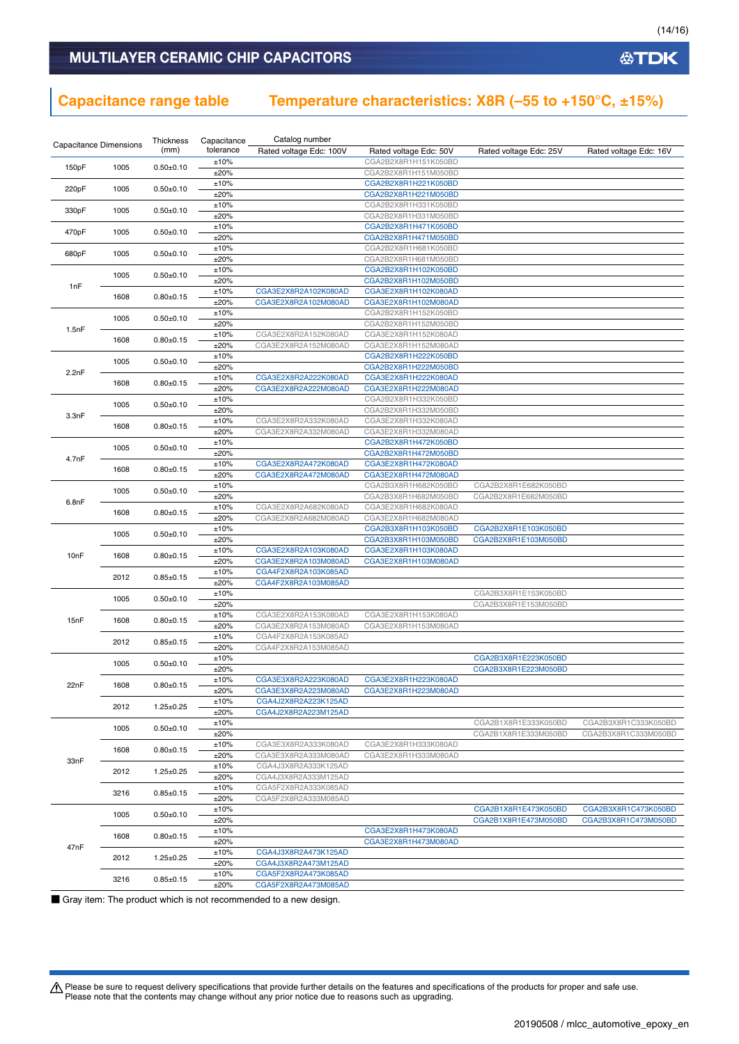# MULTILAYER CERAMIC CHIP CAPACITORS

## Capacitance range table    Temperature characteristics: X8R (–55 to +150°C, ±15%)

| Capacitance | Dimensions | Thickness (mm) | Capacitance tolerance | Catalog number Rated voltage Edc: 100V | Rated voltage Edc: 50V | Rated voltage Edc: 25V | Rated voltage Edc: 16V |
|---|---|---|---|---|---|---|---|
| 150pF | 1005 | 0.50±0.10 | ±10% | | CGA2B2X8R1H151K050BD | | |
| | | | ±20% | | CGA2B2X8R1H151M050BD | | |
| 220pF | 1005 | 0.50±0.10 | ±10% | | CGA2B2X8R1H221K050BD | | |
| | | | ±20% | | CGA2B2X8R1H221M050BD | | |
| 330pF | 1005 | 0.50±0.10 | ±10% | | CGA2B2X8R1H331K050BD | | |
| | | | ±20% | | CGA2B2X8R1H331M050BD | | |
| 470pF | 1005 | 0.50±0.10 | ±10% | | CGA2B2X8R1H471K050BD | | |
| | | | ±20% | | CGA2B2X8R1H471M050BD | | |
| 680pF | 1005 | 0.50±0.10 | ±10% | | CGA2B2X8R1H681K050BD | | |
| | | | ±20% | | CGA2B2X8R1H681M050BD | | |
| 1nF | 1005 | 0.50±0.10 | ±10% | | CGA2B2X8R1H102K050BD | | |
| | | | ±20% | | CGA2B2X8R1H102M050BD | | |
| | 1608 | 0.80±0.15 | ±10% | CGA3E2X8R2A102K080AD | CGA3E2X8R1H102K080AD | | |
| | | | ±20% | CGA3E2X8R2A102M080AD | CGA3E2X8R1H102M080AD | | |
| 1.5nF | 1005 | 0.50±0.10 | ±10% | | CGA2B2X8R1H152K050BD | | |
| | | | ±20% | | CGA2B2X8R1H152M050BD | | |
| | 1608 | 0.80±0.15 | ±10% | CGA3E2X8R2A152K080AD | CGA3E2X8R1H152K080AD | | |
| | | | ±20% | CGA3E2X8R2A152M080AD | CGA3E2X8R1H152M080AD | | |
| 2.2nF | 1005 | 0.50±0.10 | ±10% | | CGA2B2X8R1H222K050BD | | |
| | | | ±20% | | CGA2B2X8R1H222M050BD | | |
| | 1608 | 0.80±0.15 | ±10% | CGA3E2X8R2A222K080AD | CGA3E2X8R1H222K080AD | | |
| | | | ±20% | CGA3E2X8R2A222M080AD | CGA3E2X8R1H222M080AD | | |
| 3.3nF | 1005 | 0.50±0.10 | ±10% | | CGA2B2X8R1H332K050BD | | |
| | | | ±20% | | CGA2B2X8R1H332M050BD | | |
| | 1608 | 0.80±0.15 | ±10% | CGA3E2X8R2A332K080AD | CGA3E2X8R1H332K080AD | | |
| | | | ±20% | CGA3E2X8R2A332M080AD | CGA3E2X8R1H332M080AD | | |
| 4.7nF | 1005 | 0.50±0.10 | ±10% | | CGA2B2X8R1H472K050BD | | |
| | | | ±20% | | CGA2B2X8R1H472M050BD | | |
| | 1608 | 0.80±0.15 | ±10% | CGA3E2X8R2A472K080AD | CGA3E2X8R1H472K080AD | | |
| | | | ±20% | CGA3E2X8R2A472M080AD | CGA3E2X8R1H472M080AD | | |
| 6.8nF | 1005 | 0.50±0.10 | ±10% | | CGA2B3X8R1H682K050BD | CGA2B2X8R1E682K050BD | |
| | | | ±20% | | CGA2B3X8R1H682M050BD | CGA2B2X8R1E682M050BD | |
| | 1608 | 0.80±0.15 | ±10% | CGA3E2X8R2A682K080AD | CGA3E2X8R1H682K080AD | | |
| | | | ±20% | CGA3E2X8R2A682M080AD | CGA3E2X8R1H682M080AD | | |
| 10nF | 1005 | 0.50±0.10 | ±10% | | CGA2B3X8R1H103K050BD | CGA2B2X8R1E103K050BD | |
| | | | ±20% | | CGA2B3X8R1H103M050BD | CGA2B2X8R1E103M050BD | |
| | 1608 | 0.80±0.15 | ±10% | CGA3E2X8R2A103K080AD | CGA3E2X8R1H103K080AD | | |
| | | | ±20% | CGA3E2X8R2A103M080AD | CGA3E2X8R1H103M080AD | | |
| | 2012 | 0.85±0.15 | ±10% | CGA4F2X8R2A103K085AD | | | |
| | | | ±20% | CGA4F2X8R2A103M085AD | | | |
| 15nF | 1005 | 0.50±0.10 | ±10% | | | CGA2B3X8R1E153K050BD | |
| | | | ±20% | | | CGA2B3X8R1E153M050BD | |
| | 1608 | 0.80±0.15 | ±10% | CGA3E2X8R2A153K080AD | CGA3E2X8R1H153K080AD | | |
| | | | ±20% | CGA3E2X8R2A153M080AD | CGA3E2X8R1H153M080AD | | |
| | 2012 | 0.85±0.15 | ±10% | CGA4F2X8R2A153K085AD | | | |
| | | | ±20% | CGA4F2X8R2A153M085AD | | | |
| 22nF | 1005 | 0.50±0.10 | ±10% | | | CGA2B3X8R1E223K050BD | |
| | | | ±20% | | | CGA2B3X8R1E223M050BD | |
| | 1608 | 0.80±0.15 | ±10% | CGA3E3X8R2A223K080AD | CGA3E2X8R1H223K080AD | | |
| | | | ±20% | CGA3E3X8R2A223M080AD | CGA3E2X8R1H223M080AD | | |
| | 2012 | 1.25±0.25 | ±10% | CGA4J2X8R2A223K125AD | | | |
| | | | ±20% | CGA4J2X8R2A223M125AD | | | |
| 33nF | 1005 | 0.50±0.10 | ±10% | | | CGA2B1X8R1E333K050BD | CGA2B3X8R1C333K050BD |
| | | | ±20% | | | CGA2B1X8R1E333M050BD | CGA2B3X8R1C333M050BD |
| | 1608 | 0.80±0.15 | ±10% | CGA3E3X8R2A333K080AD | CGA3E2X8R1H333K080AD | | |
| | | | ±20% | CGA3E3X8R2A333M080AD | CGA3E2X8R1H333M080AD | | |
| | 2012 | 1.25±0.25 | ±10% | CGA4J3X8R2A333K125AD | | | |
| | | | ±20% | CGA4J3X8R2A333M125AD | | | |
| | 3216 | 0.85±0.15 | ±10% | CGA5F2X8R2A333K085AD | | | |
| | | | ±20% | CGA5F2X8R2A333M085AD | | | |
| 47nF | 1005 | 0.50±0.10 | ±10% | | | CGA2B1X8R1E473K050BD | CGA2B3X8R1C473K050BD |
| | | | ±20% | | | CGA2B1X8R1E473M050BD | CGA2B3X8R1C473M050BD |
| | 1608 | 0.80±0.15 | ±10% | | CGA3E2X8R1H473K080AD | | |
| | | | ±20% | | CGA3E2X8R1H473M080AD | | |
| | 2012 | 1.25±0.25 | ±10% | CGA4J3X8R2A473K125AD | | | |
| | | | ±20% | CGA4J3X8R2A473M125AD | | | |
| | 3216 | 0.85±0.15 | ±10% | CGA5F2X8R2A473K085AD | | | |
| | | | ±20% | CGA5F2X8R2A473M085AD | | | |

■ Gray item: The product which is not recommended to a new design.

⚠ Please be sure to request delivery specifications that provide further details on the features and specifications of the products for proper and safe use.
Please note that the contents may change without any prior notice due to reasons such as upgrading.

20190508 / mlcc_automotive_epoxy_en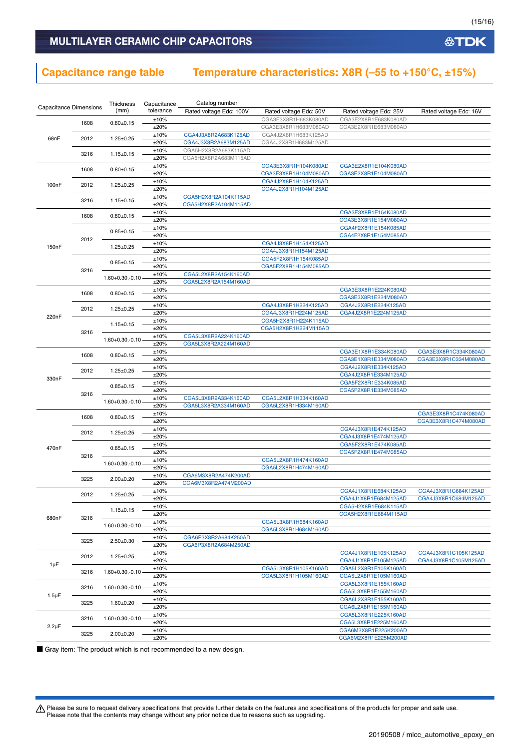## MULTILAYER CERAMIC CHIP CAPACITORS

## Capacitance range table　Temperature characteristics: X8R (–55 to +150°C, ±15%)

| Capacitance | Dimensions | Thickness (mm) | Capacitance tolerance | Catalog number Rated voltage Edc: 100V | Rated voltage Edc: 50V | Rated voltage Edc: 25V | Rated voltage Edc: 16V |
|---|---|---|---|---|---|---|---|
| 68nF | 1608 | 0.80±0.15 | ±10% | | CGA3E3X8R1H683K080AD | CGA3E2X8R1E683K080AD | |
| | | | ±20% | | CGA3E3X8R1H683M080AD | CGA3E2X8R1E683M080AD | |
| | 2012 | 1.25±0.25 | ±10% | CGA4J3X8R2A683K125AD | CGA4J2X8R1H683K125AD | | |
| | | | ±20% | CGA4J3X8R2A683M125AD | CGA4J2X8R1H683M125AD | | |
| | 3216 | 1.15±0.15 | ±10% | CGA5H2X8R2A683K115AD | | | |
| | | | ±20% | CGA5H2X8R2A683M115AD | | | |
| 100nF | 1608 | 0.80±0.15 | ±10% | | CGA3E3X8R1H104K080AD | CGA3E2X8R1E104K080AD | |
| | | | ±20% | | CGA3E3X8R1H104M080AD | CGA3E2X8R1E104M080AD | |
| | 2012 | 1.25±0.25 | ±10% | | CGA4J2X8R1H104K125AD | | |
| | | | ±20% | | CGA4J2X8R1H104M125AD | | |
| | 3216 | 1.15±0.15 | ±10% | CGA5H2X8R2A104K115AD | | | |
| | | | ±20% | CGA5H2X8R2A104M115AD | | | |
| 150nF | 1608 | 0.80±0.15 | ±10% | | | CGA3E3X8R1E154K080AD | |
| | | | ±20% | | | CGA3E3X8R1E154M080AD | |
| | 2012 | 0.85±0.15 | ±10% | | | CGA4F2X8R1E154K085AD | |
| | | | ±20% | | | CGA4F2X8R1E154M085AD | |
| | | 1.25±0.25 | ±10% | | CGA4J3X8R1H154K125AD | | |
| | | | ±20% | | CGA4J3X8R1H154M125AD | | |
| | 3216 | 0.85±0.15 | ±10% | | CGA5F2X8R1H154K085AD | | |
| | | | ±20% | | CGA5F2X8R1H154M085AD | | |
| | | 1.60+0.30,-0.10 | ±10% | CGA5L2X8R2A154K160AD | | | |
| | | | ±20% | CGA5L2X8R2A154M160AD | | | |
| 220nF | 1608 | 0.80±0.15 | ±10% | | | CGA3E3X8R1E224K080AD | |
| | | | ±20% | | | CGA3E3X8R1E224M080AD | |
| | 2012 | 1.25±0.25 | ±10% | | CGA4J3X8R1H224K125AD | CGA4J2X8R1E224K125AD | |
| | | | ±20% | | CGA4J3X8R1H224M125AD | CGA4J2X8R1E224M125AD | |
| | 3216 | 1.15±0.15 | ±10% | | CGA5H2X8R1H224K115AD | | |
| | | | ±20% | | CGA5H2X8R1H224M115AD | | |
| | | 1.60+0.30,-0.10 | ±10% | CGA5L3X8R2A224K160AD | | | |
| | | | ±20% | CGA5L3X8R2A224M160AD | | | |
| 330nF | 1608 | 0.80±0.15 | ±10% | | | CGA3E1X8R1E334K080AD | CGA3E3X8R1C334K080AD |
| | | | ±20% | | | CGA3E1X8R1E334M080AD | CGA3E3X8R1C334M080AD |
| | 2012 | 1.25±0.25 | ±10% | | | CGA4J2X8R1E334K125AD | |
| | | | ±20% | | | CGA4J2X8R1E334M125AD | |
| | 3216 | 0.85±0.15 | ±10% | | | CGA5F2X8R1E334K085AD | |
| | | | ±20% | | | CGA5F2X8R1E334M085AD | |
| | | 1.60+0.30,-0.10 | ±10% | CGA5L3X8R2A334K160AD | CGA5L2X8R1H334K160AD | | |
| | | | ±20% | CGA5L3X8R2A334M160AD | CGA5L2X8R1H334M160AD | | |
| 470nF | 1608 | 0.80±0.15 | ±10% | | | | CGA3E3X8R1C474K080AD |
| | | | ±20% | | | | CGA3E3X8R1C474M080AD |
| | 2012 | 1.25±0.25 | ±10% | | | CGA4J3X8R1E474K125AD | |
| | | | ±20% | | | CGA4J3X8R1E474M125AD | |
| | 3216 | 0.85±0.15 | ±10% | | | CGA5F2X8R1E474K085AD | |
| | | | ±20% | | | CGA5F2X8R1E474M085AD | |
| | | 1.60+0.30,-0.10 | ±10% | | CGA5L2X8R1H474K160AD | | |
| | | | ±20% | | CGA5L2X8R1H474M160AD | | |
| | 3225 | 2.00±0.20 | ±10% | CGA6M3X8R2A474K200AD | | | |
| | | | ±20% | CGA6M3X8R2A474M200AD | | | |
| 680nF | 2012 | 1.25±0.25 | ±10% | | | CGA4J1X8R1E684K125AD | CGA4J3X8R1C684K125AD |
| | | | ±20% | | | CGA4J1X8R1E684M125AD | CGA4J3X8R1C684M125AD |
| | 3216 | 1.15±0.15 | ±10% | | | CGA5H2X8R1E684K115AD | |
| | | | ±20% | | | CGA5H2X8R1E684M115AD | |
| | | 1.60+0.30,-0.10 | ±10% | | CGA5L3X8R1H684K160AD | | |
| | | | ±20% | | CGA5L3X8R1H684M160AD | | |
| | 3225 | 2.50±0.30 | ±10% | CGA6P3X8R2A684K250AD | | | |
| | | | ±20% | CGA6P3X8R2A684M250AD | | | |
| 1μF | 2012 | 1.25±0.25 | ±10% | | | CGA4J1X8R1E105K125AD | CGA4J3X8R1C105K125AD |
| | | | ±20% | | | CGA4J1X8R1E105M125AD | CGA4J3X8R1C105M125AD |
| | 3216 | 1.60+0.30,-0.10 | ±10% | | CGA5L3X8R1H105K160AD | CGA5L2X8R1E105K160AD | |
| | | | ±20% | | CGA5L3X8R1H105M160AD | CGA5L2X8R1E105M160AD | |
| 1.5μF | 3216 | 1.60+0.30,-0.10 | ±10% | | | CGA5L3X8R1E155K160AD | |
| | | | ±20% | | | CGA5L3X8R1E155M160AD | |
| | 3225 | 1.60±0.20 | ±10% | | | CGA6L2X8R1E155K160AD | |
| | | | ±20% | | | CGA6L2X8R1E155M160AD | |
| 2.2μF | 3216 | 1.60+0.30,-0.10 | ±10% | | | CGA5L3X8R1E225K160AD | |
| | | | ±20% | | | CGA5L3X8R1E225M160AD | |
| | 3225 | 2.00±0.20 | ±10% | | | CGA6M2X8R1E225K200AD | |
| | | | ±20% | | | CGA6M2X8R1E225M200AD | |

■ Gray item: The product which is not recommended to a new design.

⚠ Please be sure to request delivery specifications that provide further details on the features and specifications of the products for proper and safe use.
Please note that the contents may change without any prior notice due to reasons such as upgrading.

20190508 / mlcc_automotive_epoxy_en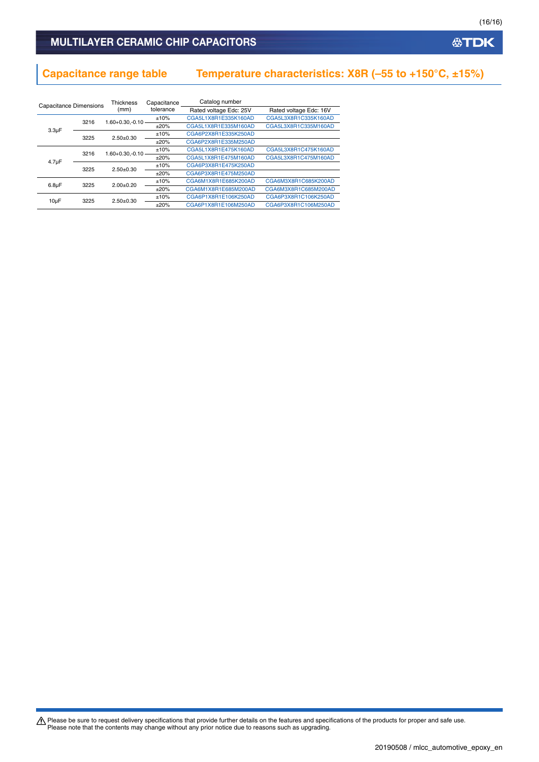## Capacitance range table　Temperature characteristics: X8R (–55 to +150°C, ±15%)

| Capacitance | Dimensions | Thickness (mm) | Capacitance tolerance | Catalog number | |
|---|---|---|---|---|---|
| | | | | Rated voltage Edc: 25V | Rated voltage Edc: 16V |
| 3.3µF | 3216 | 1.60+0.30,-0.10 | ±10% | CGA5L1X8R1E335K160AD | CGA5L3X8R1C335K160AD |
| | | | ±20% | CGA5L1X8R1E335M160AD | CGA5L3X8R1C335M160AD |
| | 3225 | 2.50±0.30 | ±10% | CGA6P2X8R1E335K250AD | |
| | | | ±20% | CGA6P2X8R1E335M250AD | |
| 4.7µF | 3216 | 1.60+0.30,-0.10 | ±10% | CGA5L1X8R1E475K160AD | CGA5L3X8R1C475K160AD |
| | | | ±20% | CGA5L1X8R1E475M160AD | CGA5L3X8R1C475M160AD |
| | 3225 | 2.50±0.30 | ±10% | CGA6P3X8R1E475K250AD | |
| | | | ±20% | CGA6P3X8R1E475M250AD | |
| 6.8µF | 3225 | 2.00±0.20 | ±10% | CGA6M1X8R1E685K200AD | CGA6M3X8R1C685K200AD |
| | | | ±20% | CGA6M1X8R1E685M200AD | CGA6M3X8R1C685M200AD |
| 10µF | 3225 | 2.50±0.30 | ±10% | CGA6P1X8R1E106K250AD | CGA6P3X8R1C106K250AD |
| | | | ±20% | CGA6P1X8R1E106M250AD | CGA6P3X8R1C106M250AD |

⚠ Please be sure to request delivery specifications that provide further details on the features and specifications of the products for proper and safe use.
Please note that the contents may change without any prior notice due to reasons such as upgrading.

20190508 / mlcc_automotive_epoxy_en